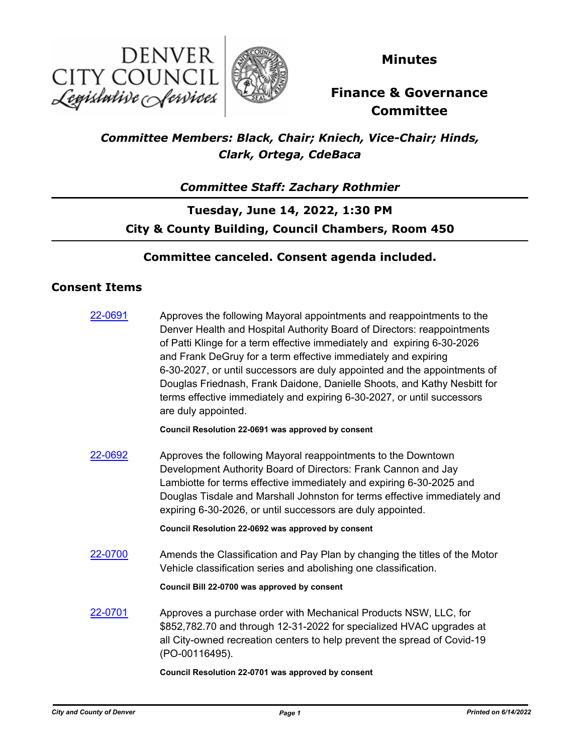DENVER CITY COUNCIL
*Legislative Services*

# Minutes

## Finance & Governance Committee

***Committee Members: Black, Chair; Kniech, Vice-Chair; Hinds, Clark, Ortega, CdeBaca***

***Committee Staff: Zachary Rothmier***

**Tuesday, June 14, 2022, 1:30 PM**
**City & County Building, Council Chambers, Room 450**

**Committee canceled. Consent agenda included.**

## Consent Items

**22-0691** Approves the following Mayoral appointments and reappointments to the Denver Health and Hospital Authority Board of Directors: reappointments of Patti Klinge for a term effective immediately and expiring 6-30-2026 and Frank DeGruy for a term effective immediately and expiring 6-30-2027, or until successors are duly appointed and the appointments of Douglas Friednash, Frank Daidone, Danielle Shoots, and Kathy Nesbitt for terms effective immediately and expiring 6-30-2027, or until successors are duly appointed.

**Council Resolution 22-0691 was approved by consent**

**22-0692** Approves the following Mayoral reappointments to the Downtown Development Authority Board of Directors: Frank Cannon and Jay Lambiotte for terms effective immediately and expiring 6-30-2025 and Douglas Tisdale and Marshall Johnston for terms effective immediately and expiring 6-30-2026, or until successors are duly appointed.

**Council Resolution 22-0692 was approved by consent**

**22-0700** Amends the Classification and Pay Plan by changing the titles of the Motor Vehicle classification series and abolishing one classification.

**Council Bill 22-0700 was approved by consent**

**22-0701** Approves a purchase order with Mechanical Products NSW, LLC, for $852,782.70 and through 12-31-2022 for specialized HVAC upgrades at all City-owned recreation centers to help prevent the spread of Covid-19 (PO-00116495).

**Council Resolution 22-0701 was approved by consent**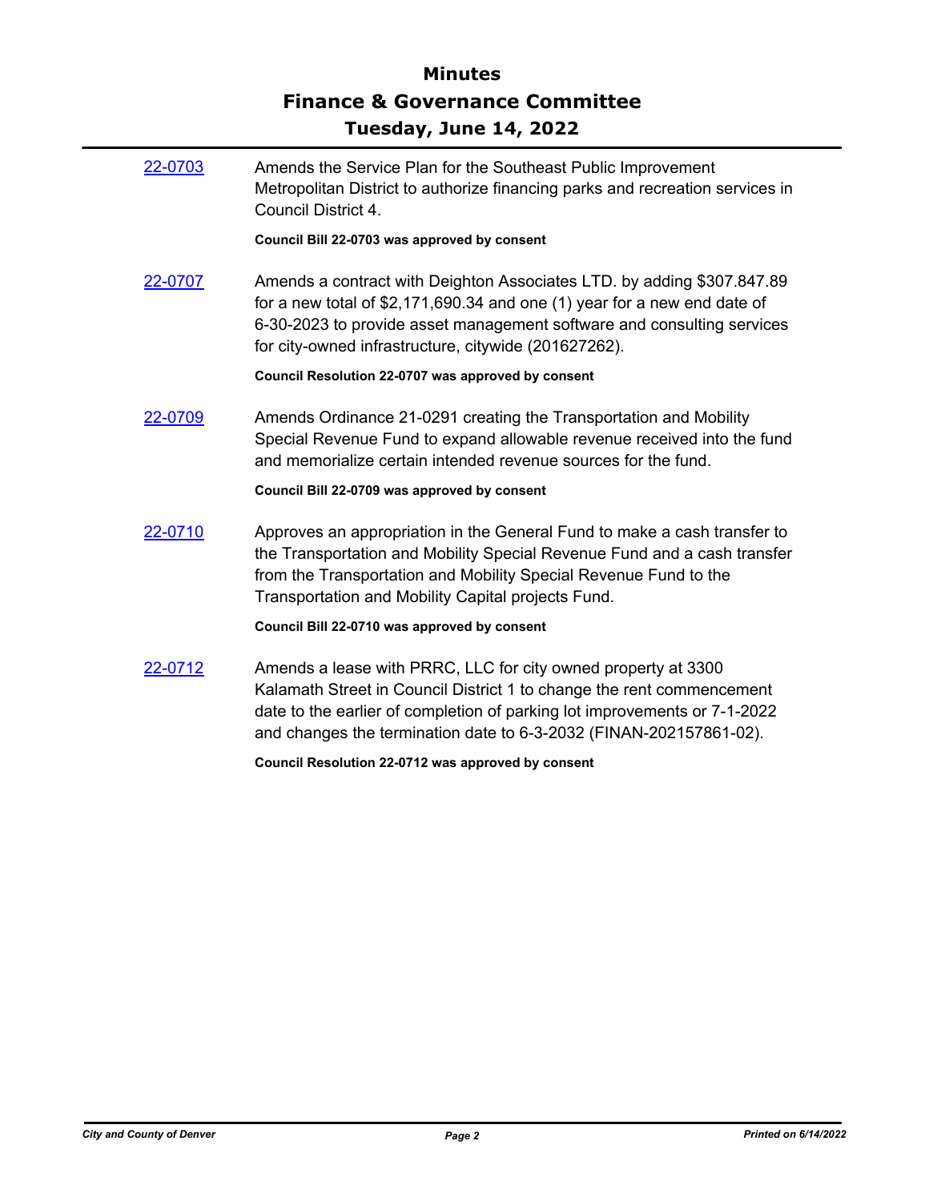[22-0703] Amends the Service Plan for the Southeast Public Improvement Metropolitan District to authorize financing parks and recreation services in Council District 4.

**Council Bill 22-0703 was approved by consent**

[22-0707] Amends a contract with Deighton Associates LTD. by adding $307.847.89 for a new total of $2,171,690.34 and one (1) year for a new end date of 6-30-2023 to provide asset management software and consulting services for city-owned infrastructure, citywide (201627262).

**Council Resolution 22-0707 was approved by consent**

[22-0709] Amends Ordinance 21-0291 creating the Transportation and Mobility Special Revenue Fund to expand allowable revenue received into the fund and memorialize certain intended revenue sources for the fund.

**Council Bill 22-0709 was approved by consent**

[22-0710] Approves an appropriation in the General Fund to make a cash transfer to the Transportation and Mobility Special Revenue Fund and a cash transfer from the Transportation and Mobility Special Revenue Fund to the Transportation and Mobility Capital projects Fund.

**Council Bill 22-0710 was approved by consent**

[22-0712] Amends a lease with PRRC, LLC for city owned property at 3300 Kalamath Street in Council District 1 to change the rent commencement date to the earlier of completion of parking lot improvements or 7-1-2022 and changes the termination date to 6-3-2032 (FINAN-202157861-02).

**Council Resolution 22-0712 was approved by consent**